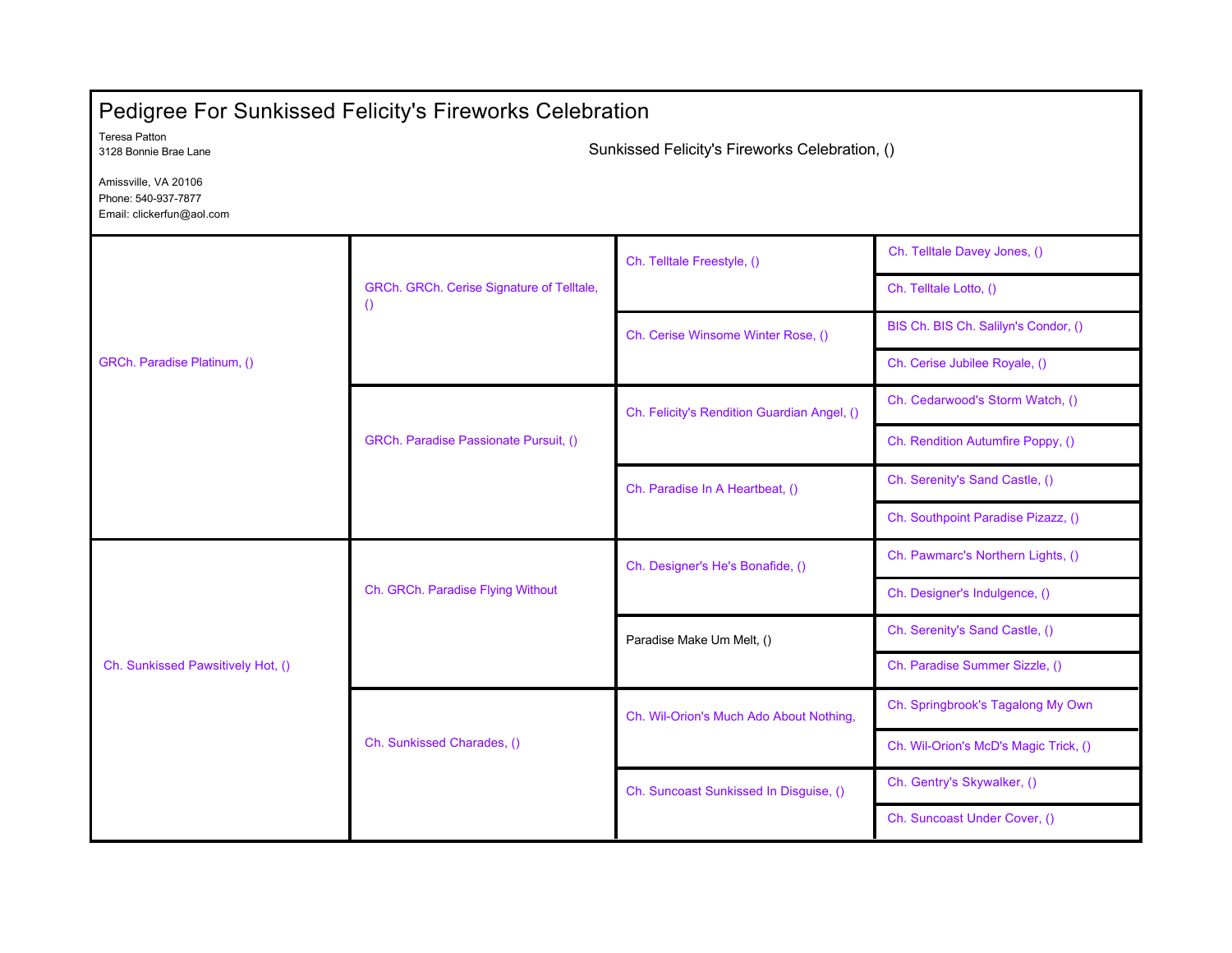# Pedigree For Sunkissed Felicity's Fireworks Celebration

Teresa Patton
3128 Bonnie Brae Lane

Amissville, VA 20106
Phone: 540-937-7877
Email: clickerfun@aol.com

Sunkissed Felicity's Fireworks Celebration, ()

| Parents | Grandparents | Great-Grandparents | Great-Great-Grandparents |
|---|---|---|---|
| GRCh. Paradise Platinum, () | GRCh. GRCh. Cerise Signature of Telltale, () | Ch. Telltale Freestyle, () | Ch. Telltale Davey Jones, () |
| | | | Ch. Telltale Lotto, () |
| | | Ch. Cerise Winsome Winter Rose, () | BIS Ch. BIS Ch. Salilyn's Condor, () |
| | | | Ch. Cerise Jubilee Royale, () |
| | GRCh. Paradise Passionate Pursuit, () | Ch. Felicity's Rendition Guardian Angel, () | Ch. Cedarwood's Storm Watch, () |
| | | | Ch. Rendition Autumfire Poppy, () |
| | | Ch. Paradise In A Heartbeat, () | Ch. Serenity's Sand Castle, () |
| | | | Ch. Southpoint Paradise Pizazz, () |
| Ch. Sunkissed Pawsitively Hot, () | Ch. GRCh. Paradise Flying Without | Ch. Designer's He's Bonafide, () | Ch. Pawmarc's Northern Lights, () |
| | | | Ch. Designer's Indulgence, () |
| | | Paradise Make Um Melt, () | Ch. Serenity's Sand Castle, () |
| | | | Ch. Paradise Summer Sizzle, () |
| | Ch. Sunkissed Charades, () | Ch. Wil-Orion's Much Ado About Nothing, | Ch. Springbrook's Tagalong My Own |
| | | | Ch. Wil-Orion's McD's Magic Trick, () |
| | | Ch. Suncoast Sunkissed In Disguise, () | Ch. Gentry's Skywalker, () |
| | | | Ch. Suncoast Under Cover, () |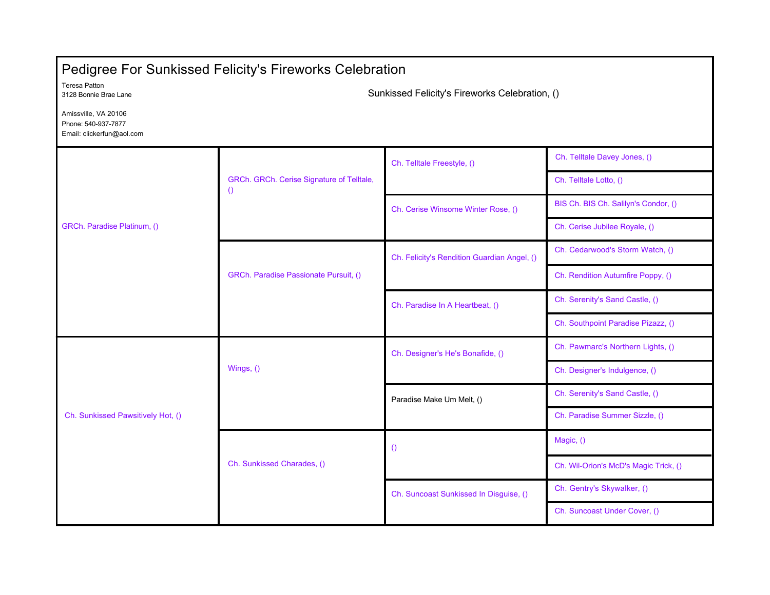# Pedigree For Sunkissed Felicity's Fireworks Celebration

Teresa Patton
3128 Bonnie Brae Lane

Amissville, VA 20106
Phone: 540-937-7877
Email: clickerfun@aol.com

Sunkissed Felicity's Fireworks Celebration, ()

| | | | |
|---|---|---|---|
| GRCh. Paradise Platinum, () | GRCh. GRCh. Cerise Signature of Telltale, () | Ch. Telltale Freestyle, () | Ch. Telltale Davey Jones, () |
| | | | Ch. Telltale Lotto, () |
| | | Ch. Cerise Winsome Winter Rose, () | BIS Ch. BIS Ch. Salilyn's Condor, () |
| | | | Ch. Cerise Jubilee Royale, () |
| | GRCh. Paradise Passionate Pursuit, () | Ch. Felicity's Rendition Guardian Angel, () | Ch. Cedarwood's Storm Watch, () |
| | | | Ch. Rendition Autumfire Poppy, () |
| | | Ch. Paradise In A Heartbeat, () | Ch. Serenity's Sand Castle, () |
| | | | Ch. Southpoint Paradise Pizazz, () |
| Ch. Sunkissed Pawsitively Hot, () | Wings, () | Ch. Designer's He's Bonafide, () | Ch. Pawmarc's Northern Lights, () |
| | | | Ch. Designer's Indulgence, () |
| | | Paradise Make Um Melt, () | Ch. Serenity's Sand Castle, () |
| | | | Ch. Paradise Summer Sizzle, () |
| | Ch. Sunkissed Charades, () | () | Magic, () |
| | | | Ch. Wil-Orion's McD's Magic Trick, () |
| | | Ch. Suncoast Sunkissed In Disguise, () | Ch. Gentry's Skywalker, () |
| | | | Ch. Suncoast Under Cover, () |